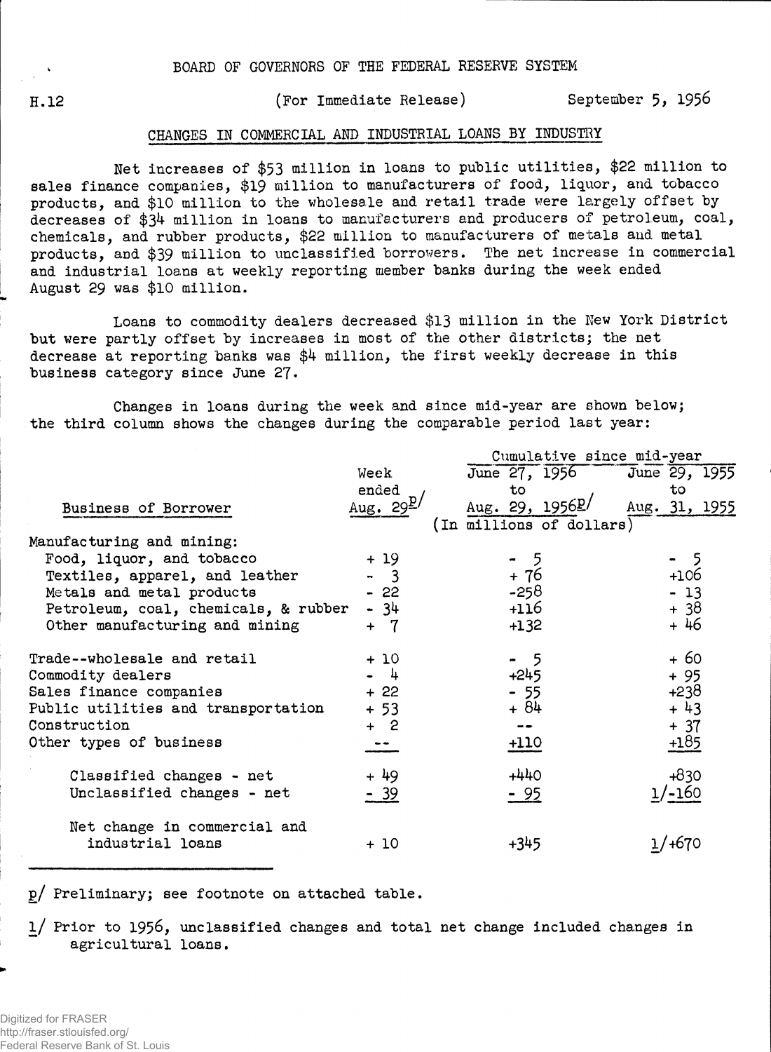BOARD OF GOVERNORS OF THE FEDERAL RESERVE SYSTEM

H.12 (For Immediate Release) September 5, 1956

## CHANGES IN COMMERCIAL AND INDUSTRIAL LOANS BY INDUSTRY

Net increases of $53 million in loans to public utilities, $22 million to sales finance companies, $19 million to manufacturers of food, liquor, and tobacco products, and $10 million to the wholesale and retail trade were largely offset by decreases of $34 million in loans to manufacturers and producers of petroleum, coal, chemicals, and rubber products, $22 million to manufacturers of metals and metal products, and $39 million to unclassified borrowers. The net increase in commercial and industrial loans at weekly reporting member banks during the week ended August 29 was $10 million.

Loans to commodity dealers decreased $13 million in the New York District but were partly offset by increases in most of the other districts; the net decrease at reporting banks was $4 million, the first weekly decrease in this business category since June 27.

Changes in loans during the week and since mid-year are shown below; the third column shows the changes during the comparable period last year:

| Business of Borrower | Week ended Aug. 29 p/ | Cumulative since mid-year June 27, 1956 to Aug. 29, 1956 p/ | Cumulative since mid-year June 29, 1955 to Aug. 31, 1955 |
|---|---|---|---|
| | (In millions of dollars) | | |
| Manufacturing and mining: | | | |
| Food, liquor, and tobacco | + 19 | - 5 | - 5 |
| Textiles, apparel, and leather | - 3 | + 76 | +106 |
| Metals and metal products | - 22 | -258 | - 13 |
| Petroleum, coal, chemicals, & rubber | - 34 | +116 | + 38 |
| Other manufacturing and mining | + 7 | +132 | + 46 |
| Trade--wholesale and retail | + 10 | - 5 | + 60 |
| Commodity dealers | - 4 | +245 | + 95 |
| Sales finance companies | + 22 | - 55 | +238 |
| Public utilities and transportation | + 53 | + 84 | + 43 |
| Construction | + 2 | -- | + 37 |
| Other types of business | -- | +110 | +185 |
| Classified changes - net | + 49 | +440 | +830 |
| Unclassified changes - net | - 39 | - 95 | 1/-160 |
| Net change in commercial and industrial loans | + 10 | +345 | 1/+670 |

p/ Preliminary; see footnote on attached table.

1/ Prior to 1956, unclassified changes and total net change included changes in agricultural loans.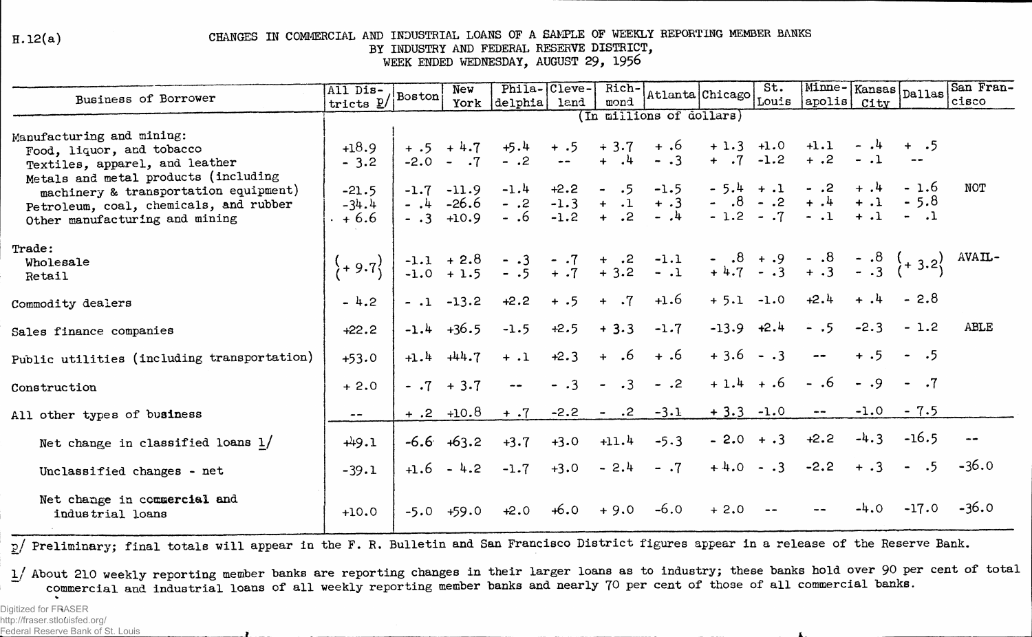H.12(a)

# CHANGES IN COMMERCIAL AND INDUSTRIAL LOANS OF A SAMPLE OF WEEKLY REPORTING MEMBER BANKS BY INDUSTRY AND FEDERAL RESERVE DISTRICT, WEEK ENDED WEDNESDAY, AUGUST 29, 1956

| Business of Borrower | All Districts p/ | Boston | New York | Philadelphia | Cleveland | Richmond | Atlanta | Chicago | St. Louis | Minneapolis | Kansas City | Dallas | San Francisco |
|---|---|---|---|---|---|---|---|---|---|---|---|---|---|
| | (In millions of dollars) | | | | | | | | | | | | |
| Manufacturing and mining: | | | | | | | | | | | | | |
| Food, liquor, and tobacco | +18.9 | + .5 | + 4.7 | +5.4 | + .5 | + 3.7 | + .6 | + 1.3 | +1.0 | +1.1 | - .4 | + .5 | NOT |
| Textiles, apparel, and leather | - 3.2 | -2.0 | - .7 | - .2 | -- | + .4 | - .3 | + .7 | -1.2 | + .2 | - .1 | -- | |
| Metals and metal products (including machinery & transportation equipment) | -21.5 | -1.7 | -11.9 | -1.4 | +2.2 | - .5 | -1.5 | - 5.4 | + .1 | - .2 | + .4 | - 1.6 | |
| Petroleum, coal, chemicals, and rubber | -34.4 | - .4 | -26.6 | - .2 | -1.3 | + .1 | + .3 | - .8 | - .2 | + .4 | + .1 | - 5.8 | |
| Other manufacturing and mining | + 6.6 | - .3 | +10.9 | - .6 | -1.2 | + .2 | - .4 | - 1.2 | - .7 | - .1 | + .1 | - .1 | |
| Trade: | | | | | | | | | | | | | AVAIL- |
| Wholesale | (+ 9.7) | -1.1 | + 2.8 | - .3 | - .7 | + .2 | -1.1 | - .8 | + .9 | - .8 | - .8 | (+ 3.2) | |
| Retail | | -1.0 | + 1.5 | - .5 | + .7 | + 3.2 | - .1 | + 4.7 | - .3 | + .3 | - .3 | | |
| Commodity dealers | - 4.2 | - .1 | -13.2 | +2.2 | + .5 | + .7 | +1.6 | + 5.1 | -1.0 | +2.4 | + .4 | - 2.8 | |
| Sales finance companies | +22.2 | -1.4 | +36.5 | -1.5 | +2.5 | + 3.3 | -1.7 | -13.9 | +2.4 | - .5 | -2.3 | - 1.2 | ABLE |
| Public utilities (including transportation) | +53.0 | +1.4 | +44.7 | + .1 | +2.3 | + .6 | + .6 | + 3.6 | - .3 | -- | + .5 | - .5 | |
| Construction | + 2.0 | - .7 | + 3.7 | -- | - .3 | - .3 | - .2 | + 1.4 | + .6 | - .6 | - .9 | - .7 | |
| All other types of business | -- | + .2 | +10.8 | + .7 | -2.2 | - .2 | -3.1 | + 3.3 | -1.0 | -- | -1.0 | - 7.5 | |
| Net change in classified loans 1/ | +49.1 | -6.6 | +63.2 | +3.7 | +3.0 | +11.4 | -5.3 | - 2.0 | + .3 | +2.2 | -4.3 | -16.5 | -- |
| Unclassified changes - net | -39.1 | +1.6 | - 4.2 | -1.7 | +3.0 | - 2.4 | - .7 | + 4.0 | - .3 | -2.2 | + .3 | - .5 | -36.0 |
| Net change in commercial and industrial loans | +10.0 | -5.0 | +59.0 | +2.0 | +6.0 | + 9.0 | -6.0 | + 2.0 | -- | -- | -4.0 | -17.0 | -36.0 |

p/ Preliminary; final totals will appear in the F. R. Bulletin and San Francisco District figures appear in a release of the Reserve Bank.

1/ About 210 weekly reporting member banks are reporting changes in their larger loans as to industry; these banks hold over 90 per cent of total commercial and industrial loans of all weekly reporting member banks and nearly 70 per cent of those of all commercial banks.